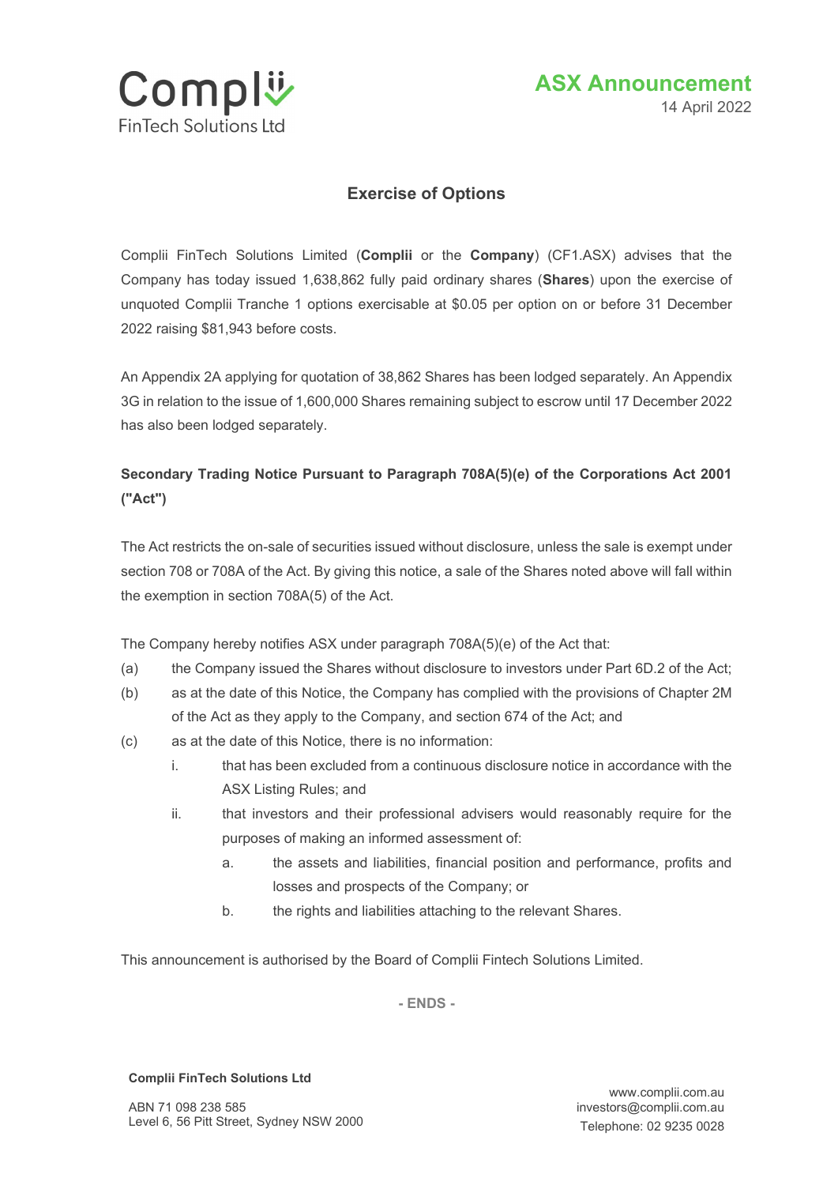Complii FinTech Solutions Ltd

**ASX Announcement**

14 April 2022

## Exercise of Options

Complii FinTech Solutions Limited (**Complii** or the **Company**) (CF1.ASX) advises that the Company has today issued 1,638,862 fully paid ordinary shares (**Shares**) upon the exercise of unquoted Complii Tranche 1 options exercisable at $0.05 per option on or before 31 December 2022 raising $81,943 before costs.

An Appendix 2A applying for quotation of 38,862 Shares has been lodged separately. An Appendix 3G in relation to the issue of 1,600,000 Shares remaining subject to escrow until 17 December 2022 has also been lodged separately.

### Secondary Trading Notice Pursuant to Paragraph 708A(5)(e) of the Corporations Act 2001 ("Act")

The Act restricts the on-sale of securities issued without disclosure, unless the sale is exempt under section 708 or 708A of the Act. By giving this notice, a sale of the Shares noted above will fall within the exemption in section 708A(5) of the Act.

The Company hereby notifies ASX under paragraph 708A(5)(e) of the Act that:

(a) the Company issued the Shares without disclosure to investors under Part 6D.2 of the Act;

(b) as at the date of this Notice, the Company has complied with the provisions of Chapter 2M of the Act as they apply to the Company, and section 674 of the Act; and

(c) as at the date of this Notice, there is no information:

- i. that has been excluded from a continuous disclosure notice in accordance with the ASX Listing Rules; and
- ii. that investors and their professional advisers would reasonably require for the purposes of making an informed assessment of:
  - a. the assets and liabilities, financial position and performance, profits and losses and prospects of the Company; or
  - b. the rights and liabilities attaching to the relevant Shares.

This announcement is authorised by the Board of Complii Fintech Solutions Limited.

- ENDS -

**Complii FinTech Solutions Ltd**

ABN 71 098 238 585
Level 6, 56 Pitt Street, Sydney NSW 2000

www.complii.com.au
investors@complii.com.au
Telephone: 02 9235 0028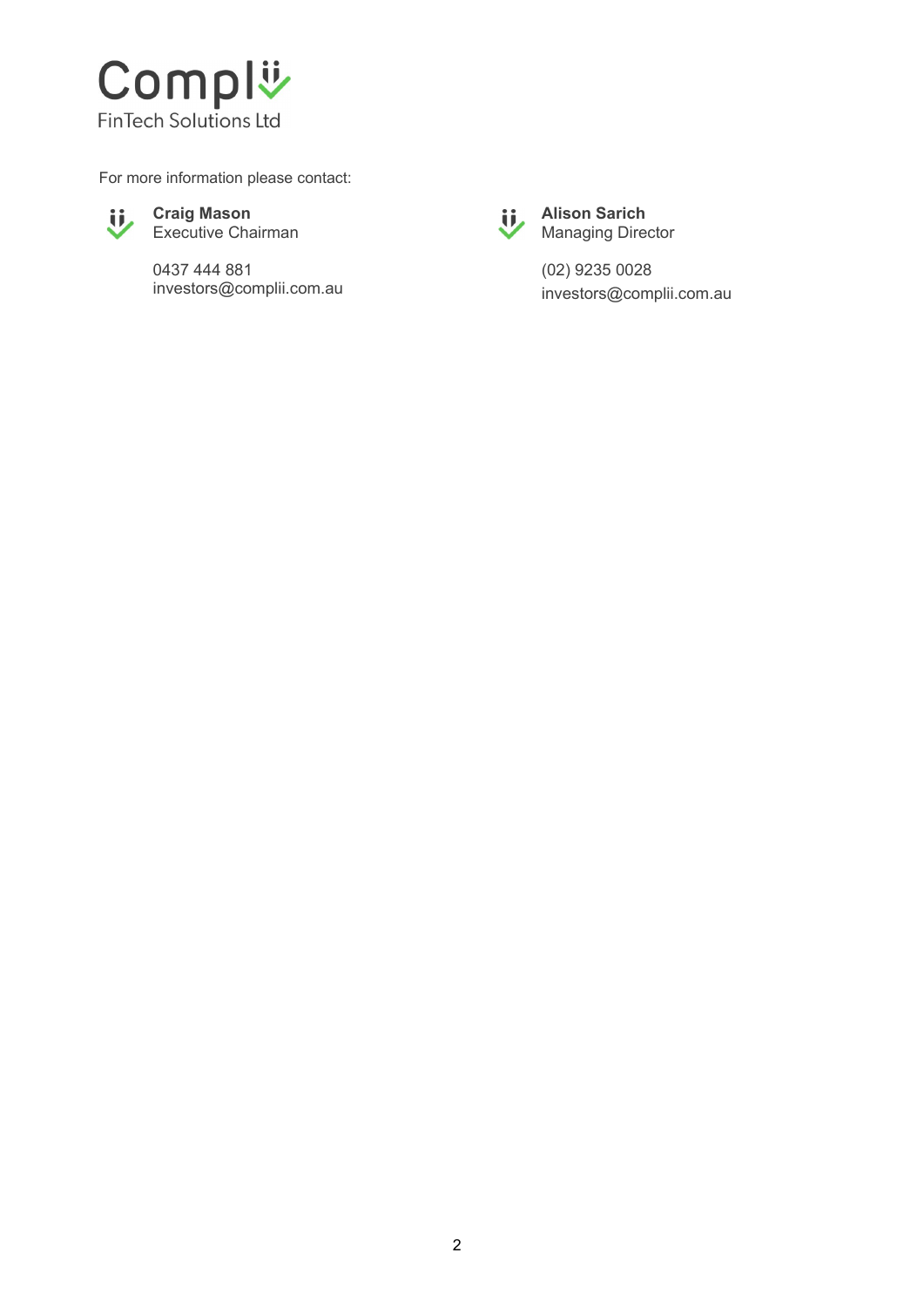Complii FinTech Solutions Ltd

For more information please contact:

**Craig Mason**
Executive Chairman

0437 444 881
investors@complii.com.au

**Alison Sarich**
Managing Director

(02) 9235 0028
investors@complii.com.au